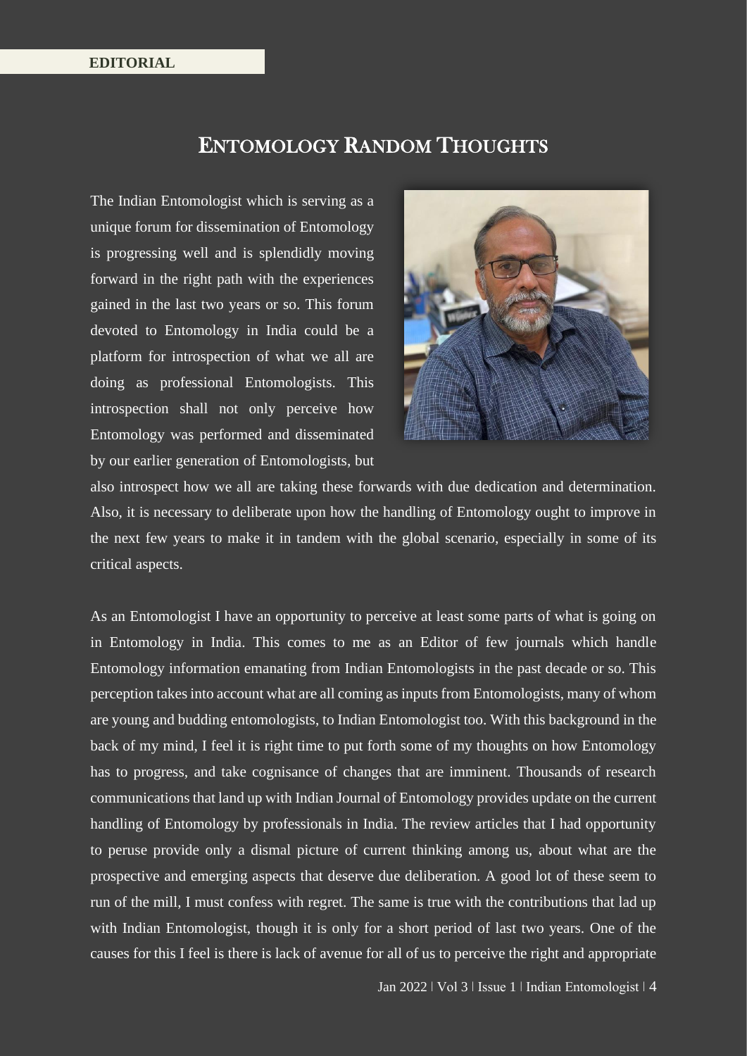**EDITORIAL**

# ENTOMOLOGY RANDOM THOUGHTS

The Indian Entomologist which is serving as a unique forum for dissemination of Entomology is progressing well and is splendidly moving forward in the right path with the experiences gained in the last two years or so. This forum devoted to Entomology in India could be a platform for introspection of what we all are doing as professional Entomologists. This introspection shall not only perceive how Entomology was performed and disseminated by our earlier generation of Entomologists, but also introspect how we all are taking these forwards with due dedication and determination. Also, it is necessary to deliberate upon how the handling of Entomology ought to improve in the next few years to make it in tandem with the global scenario, especially in some of its critical aspects.

As an Entomologist I have an opportunity to perceive at least some parts of what is going on in Entomology in India. This comes to me as an Editor of few journals which handle Entomology information emanating from Indian Entomologists in the past decade or so. This perception takes into account what are all coming as inputs from Entomologists, many of whom are young and budding entomologists, to Indian Entomologist too. With this background in the back of my mind, I feel it is right time to put forth some of my thoughts on how Entomology has to progress, and take cognisance of changes that are imminent. Thousands of research communications that land up with Indian Journal of Entomology provides update on the current handling of Entomology by professionals in India. The review articles that I had opportunity to peruse provide only a dismal picture of current thinking among us, about what are the prospective and emerging aspects that deserve due deliberation. A good lot of these seem to run of the mill, I must confess with regret. The same is true with the contributions that lad up with Indian Entomologist, though it is only for a short period of last two years. One of the causes for this I feel is there is lack of avenue for all of us to perceive the right and appropriate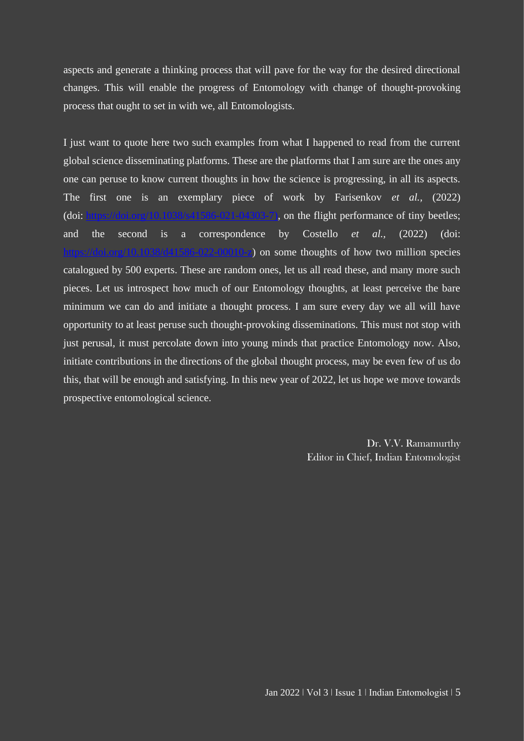aspects and generate a thinking process that will pave for the way for the desired directional changes. This will enable the progress of Entomology with change of thought-provoking process that ought to set in with we, all Entomologists.

I just want to quote here two such examples from what I happened to read from the current global science disseminating platforms. These are the platforms that I am sure are the ones any one can peruse to know current thoughts in how the science is progressing, in all its aspects. The first one is an exemplary piece of work by Farisenkov *et al.,* (2022) (doi: https://doi.org/10.1038/s41586-021-04303-7), on the flight performance of tiny beetles; and the second is a correspondence by Costello *et al.,* (2022) (doi: https://doi.org/10.1038/d41586-022-00010-z) on some thoughts of how two million species catalogued by 500 experts. These are random ones, let us all read these, and many more such pieces. Let us introspect how much of our Entomology thoughts, at least perceive the bare minimum we can do and initiate a thought process. I am sure every day we all will have opportunity to at least peruse such thought-provoking disseminations. This must not stop with just perusal, it must percolate down into young minds that practice Entomology now. Also, initiate contributions in the directions of the global thought process, may be even few of us do this, that will be enough and satisfying. In this new year of 2022, let us hope we move towards prospective entomological science.

Dr. V.V. Ramamurthy
Editor in Chief, Indian Entomologist